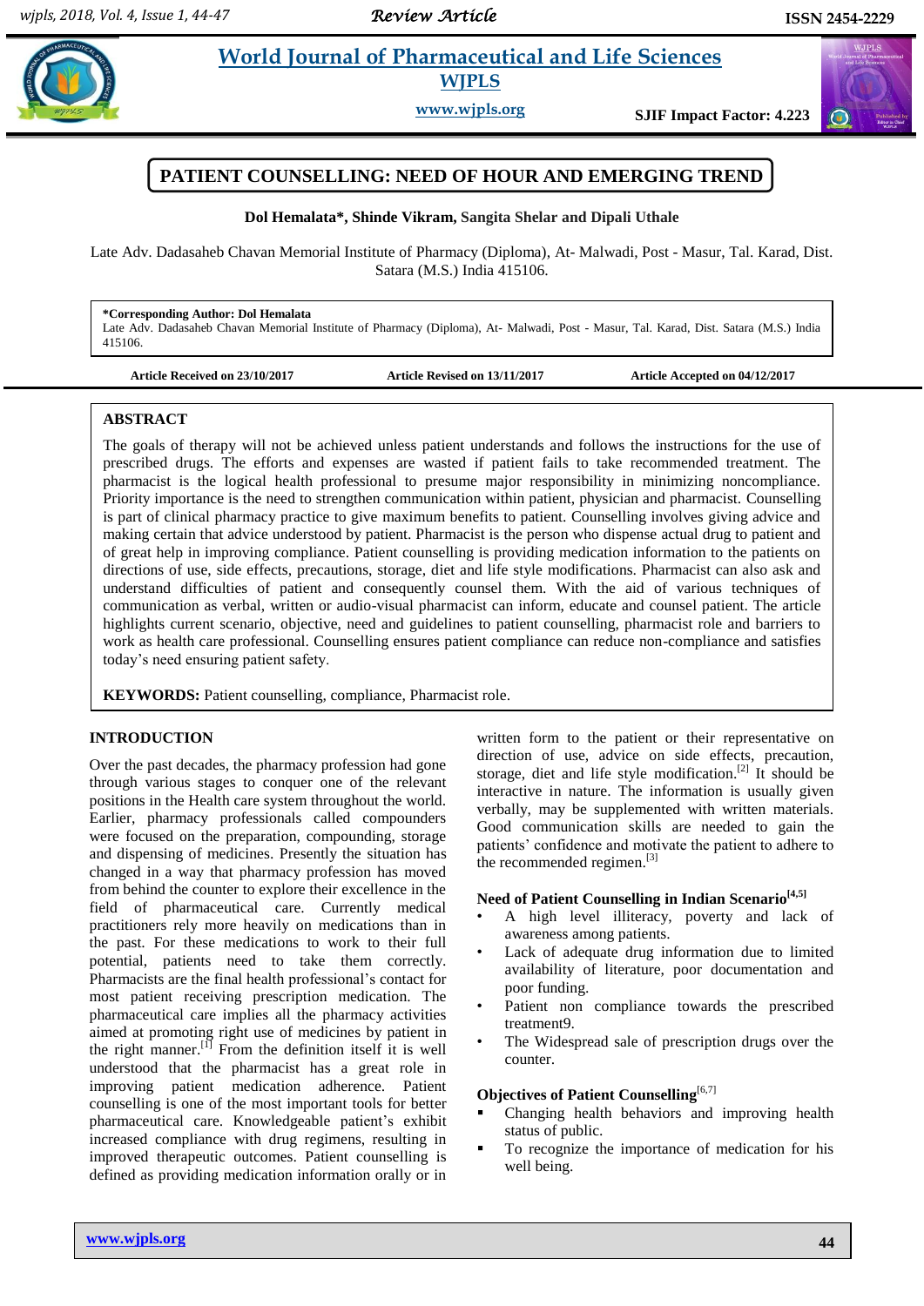# PATIENT COUNSELLING: NEED OF HOUR AND EMERGING TREND

**Dol Hemalata*, Shinde Vikram, Sangita Shelar and Dipali Uthale**

Late Adv. Dadasaheb Chavan Memorial Institute of Pharmacy (Diploma), At- Malwadi, Post - Masur, Tal. Karad, Dist. Satara (M.S.) India 415106.

**\*Corresponding Author: Dol Hemalata**
Late Adv. Dadasaheb Chavan Memorial Institute of Pharmacy (Diploma), At- Malwadi, Post - Masur, Tal. Karad, Dist. Satara (M.S.) India 415106.

**Article Received on 23/10/2017** **Article Revised on 13/11/2017** **Article Accepted on 04/12/2017**

## ABSTRACT

The goals of therapy will not be achieved unless patient understands and follows the instructions for the use of prescribed drugs. The efforts and expenses are wasted if patient fails to take recommended treatment. The pharmacist is the logical health professional to presume major responsibility in minimizing noncompliance. Priority importance is the need to strengthen communication within patient, physician and pharmacist. Counselling is part of clinical pharmacy practice to give maximum benefits to patient. Counselling involves giving advice and making certain that advice understood by patient. Pharmacist is the person who dispense actual drug to patient and of great help in improving compliance. Patient counselling is providing medication information to the patients on directions of use, side effects, precautions, storage, diet and life style modifications. Pharmacist can also ask and understand difficulties of patient and consequently counsel them. With the aid of various techniques of communication as verbal, written or audio-visual pharmacist can inform, educate and counsel patient. The article highlights current scenario, objective, need and guidelines to patient counselling, pharmacist role and barriers to work as health care professional. Counselling ensures patient compliance can reduce non-compliance and satisfies today's need ensuring patient safety.

**KEYWORDS:** Patient counselling, compliance, Pharmacist role.

## INTRODUCTION

Over the past decades, the pharmacy profession had gone through various stages to conquer one of the relevant positions in the Health care system throughout the world. Earlier, pharmacy professionals called compounders were focused on the preparation, compounding, storage and dispensing of medicines. Presently the situation has changed in a way that pharmacy profession has moved from behind the counter to explore their excellence in the field of pharmaceutical care. Currently medical practitioners rely more heavily on medications than in the past. For these medications to work to their full potential, patients need to take them correctly. Pharmacists are the final health professional's contact for most patient receiving prescription medication. The pharmaceutical care implies all the pharmacy activities aimed at promoting right use of medicines by patient in the right manner.[1] From the definition itself it is well understood that the pharmacist has a great role in improving patient medication adherence. Patient counselling is one of the most important tools for better pharmaceutical care. Knowledgeable patient's exhibit increased compliance with drug regimens, resulting in improved therapeutic outcomes. Patient counselling is defined as providing medication information orally or in written form to the patient or their representative on direction of use, advice on side effects, precaution, storage, diet and life style modification.[2] It should be interactive in nature. The information is usually given verbally, may be supplemented with written materials. Good communication skills are needed to gain the patients' confidence and motivate the patient to adhere to the recommended regimen.[3]

### Need of Patient Counselling in Indian Scenario[4,5]

- A high level illiteracy, poverty and lack of awareness among patients.
- Lack of adequate drug information due to limited availability of literature, poor documentation and poor funding.
- Patient non compliance towards the prescribed treatment9.
- The Widespread sale of prescription drugs over the counter.

### Objectives of Patient Counselling[6,7]

- Changing health behaviors and improving health status of public.
- To recognize the importance of medication for his well being.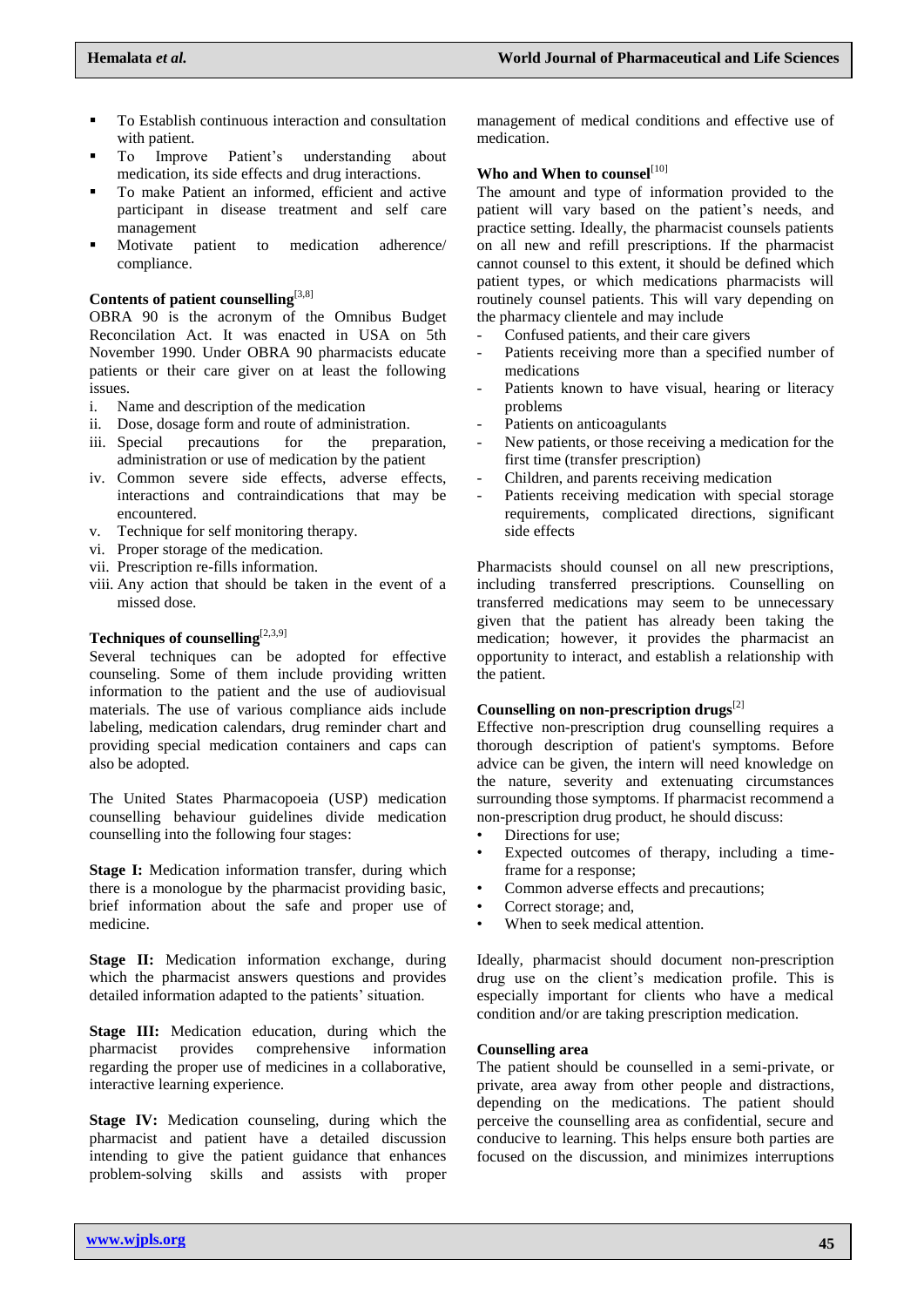- To Establish continuous interaction and consultation with patient.
- To Improve Patient's understanding about medication, its side effects and drug interactions.
- To make Patient an informed, efficient and active participant in disease treatment and self care management
- Motivate patient to medication adherence/ compliance.

### Contents of patient counselling[3,8]

OBRA 90 is the acronym of the Omnibus Budget Reconcilation Act. It was enacted in USA on 5th November 1990. Under OBRA 90 pharmacists educate patients or their care giver on at least the following issues.

i. Name and description of the medication
ii. Dose, dosage form and route of administration.
iii. Special precautions for the preparation, administration or use of medication by the patient
iv. Common severe side effects, adverse effects, interactions and contraindications that may be encountered.
v. Technique for self monitoring therapy.
vi. Proper storage of the medication.
vii. Prescription re-fills information.
viii. Any action that should be taken in the event of a missed dose.

### Techniques of counselling[2,3,9]

Several techniques can be adopted for effective counseling. Some of them include providing written information to the patient and the use of audiovisual materials. The use of various compliance aids include labeling, medication calendars, drug reminder chart and providing special medication containers and caps can also be adopted.

The United States Pharmacopoeia (USP) medication counselling behaviour guidelines divide medication counselling into the following four stages:

**Stage I:** Medication information transfer, during which there is a monologue by the pharmacist providing basic, brief information about the safe and proper use of medicine.

**Stage II:** Medication information exchange, during which the pharmacist answers questions and provides detailed information adapted to the patients' situation.

**Stage III:** Medication education, during which the pharmacist provides comprehensive information regarding the proper use of medicines in a collaborative, interactive learning experience.

**Stage IV:** Medication counseling, during which the pharmacist and patient have a detailed discussion intending to give the patient guidance that enhances problem-solving skills and assists with proper management of medical conditions and effective use of medication.

### Who and When to counsel[10]

The amount and type of information provided to the patient will vary based on the patient's needs, and practice setting. Ideally, the pharmacist counsels patients on all new and refill prescriptions. If the pharmacist cannot counsel to this extent, it should be defined which patient types, or which medications pharmacists will routinely counsel patients. This will vary depending on the pharmacy clientele and may include

- Confused patients, and their care givers
- Patients receiving more than a specified number of medications
- Patients known to have visual, hearing or literacy problems
- Patients on anticoagulants
- New patients, or those receiving a medication for the first time (transfer prescription)
- Children, and parents receiving medication
- Patients receiving medication with special storage requirements, complicated directions, significant side effects

Pharmacists should counsel on all new prescriptions, including transferred prescriptions. Counselling on transferred medications may seem to be unnecessary given that the patient has already been taking the medication; however, it provides the pharmacist an opportunity to interact, and establish a relationship with the patient.

### Counselling on non-prescription drugs[2]

Effective non-prescription drug counselling requires a thorough description of patient's symptoms. Before advice can be given, the intern will need knowledge on the nature, severity and extenuating circumstances surrounding those symptoms. If pharmacist recommend a non-prescription drug product, he should discuss:

- Directions for use;
- Expected outcomes of therapy, including a time-frame for a response;
- Common adverse effects and precautions;
- Correct storage; and,
- When to seek medical attention.

Ideally, pharmacist should document non-prescription drug use on the client's medication profile. This is especially important for clients who have a medical condition and/or are taking prescription medication.

### Counselling area

The patient should be counselled in a semi-private, or private, area away from other people and distractions, depending on the medications. The patient should perceive the counselling area as confidential, secure and conducive to learning. This helps ensure both parties are focused on the discussion, and minimizes interruptions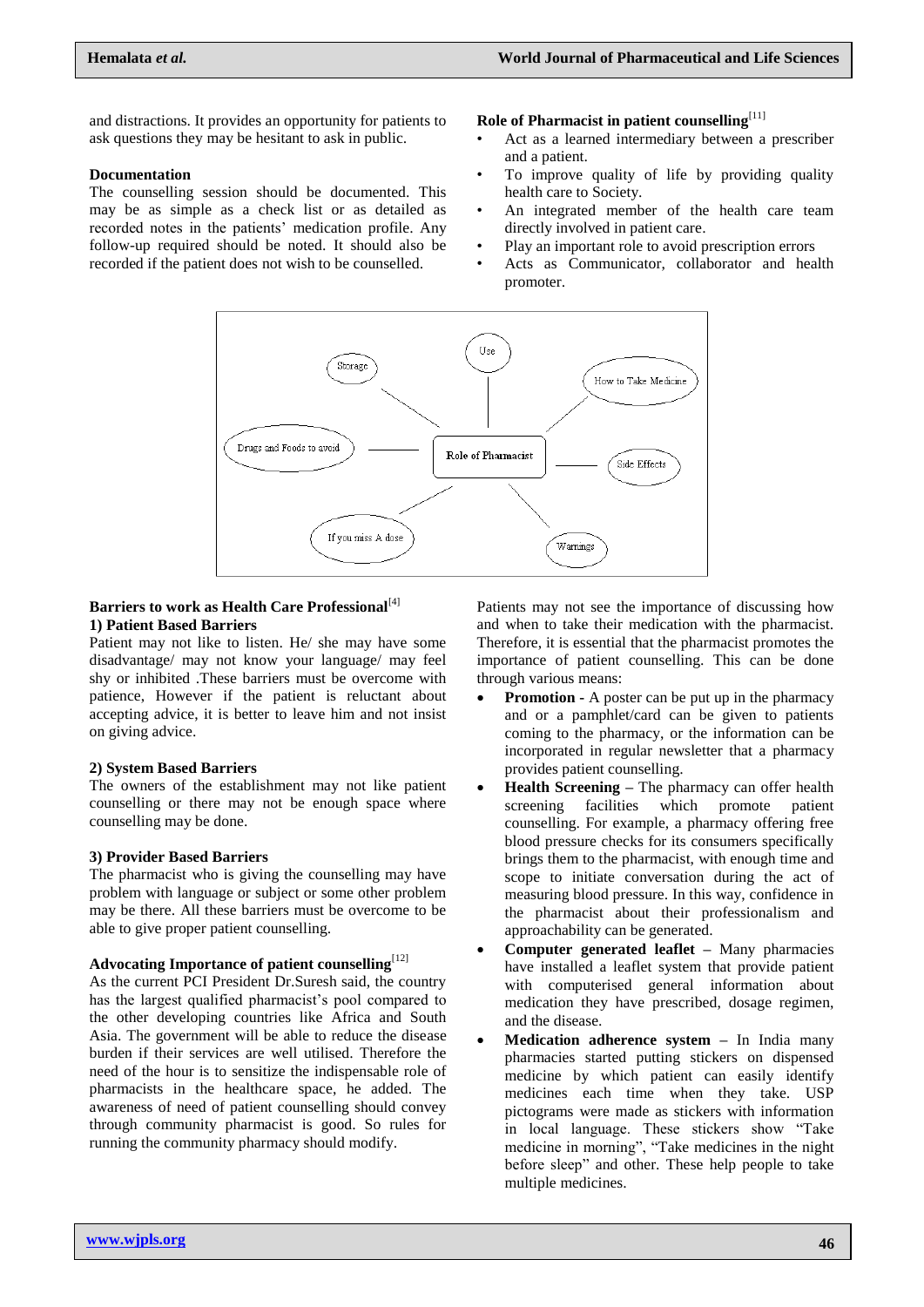and distractions. It provides an opportunity for patients to ask questions they may be hesitant to ask in public.

**Documentation**

The counselling session should be documented. This may be as simple as a check list or as detailed as recorded notes in the patients' medication profile. Any follow-up required should be noted. It should also be recorded if the patient does not wish to be counselled.

**Role of Pharmacist in patient counselling**[11]

- Act as a learned intermediary between a prescriber and a patient.
- To improve quality of life by providing quality health care to Society.
- An integrated member of the health care team directly involved in patient care.
- Play an important role to avoid prescription errors
- Acts as Communicator, collaborator and health promoter.

Role of Pharmacist — Storage; Use; How to Take Medicine; Drugs and Foods to avoid; Side Effects; If you miss A dose; Warnings

**Barriers to work as Health Care Professional**[4]

**1) Patient Based Barriers**

Patient may not like to listen. He/ she may have some disadvantage/ may not know your language/ may feel shy or inhibited .These barriers must be overcome with patience, However if the patient is reluctant about accepting advice, it is better to leave him and not insist on giving advice.

**2) System Based Barriers**

The owners of the establishment may not like patient counselling or there may not be enough space where counselling may be done.

**3) Provider Based Barriers**

The pharmacist who is giving the counselling may have problem with language or subject or some other problem may be there. All these barriers must be overcome to be able to give proper patient counselling.

**Advocating Importance of patient counselling**[12]

As the current PCI President Dr.Suresh said, the country has the largest qualified pharmacist's pool compared to the other developing countries like Africa and South Asia. The government will be able to reduce the disease burden if their services are well utilised. Therefore the need of the hour is to sensitize the indispensable role of pharmacists in the healthcare space, he added. The awareness of need of patient counselling should convey through community pharmacist is good. So rules for running the community pharmacy should modify.

Patients may not see the importance of discussing how and when to take their medication with the pharmacist. Therefore, it is essential that the pharmacist promotes the importance of patient counselling. This can be done through various means:

- **Promotion -** A poster can be put up in the pharmacy and or a pamphlet/card can be given to patients coming to the pharmacy, or the information can be incorporated in regular newsletter that a pharmacy provides patient counselling.
- **Health Screening –** The pharmacy can offer health screening facilities which promote patient counselling. For example, a pharmacy offering free blood pressure checks for its consumers specifically brings them to the pharmacist, with enough time and scope to initiate conversation during the act of measuring blood pressure. In this way, confidence in the pharmacist about their professionalism and approachability can be generated.
- **Computer generated leaflet –** Many pharmacies have installed a leaflet system that provide patient with computerised general information about medication they have prescribed, dosage regimen, and the disease.
- **Medication adherence system –** In India many pharmacies started putting stickers on dispensed medicine by which patient can easily identify medicines each time when they take. USP pictograms were made as stickers with information in local language. These stickers show "Take medicine in morning", "Take medicines in the night before sleep" and other. These help people to take multiple medicines.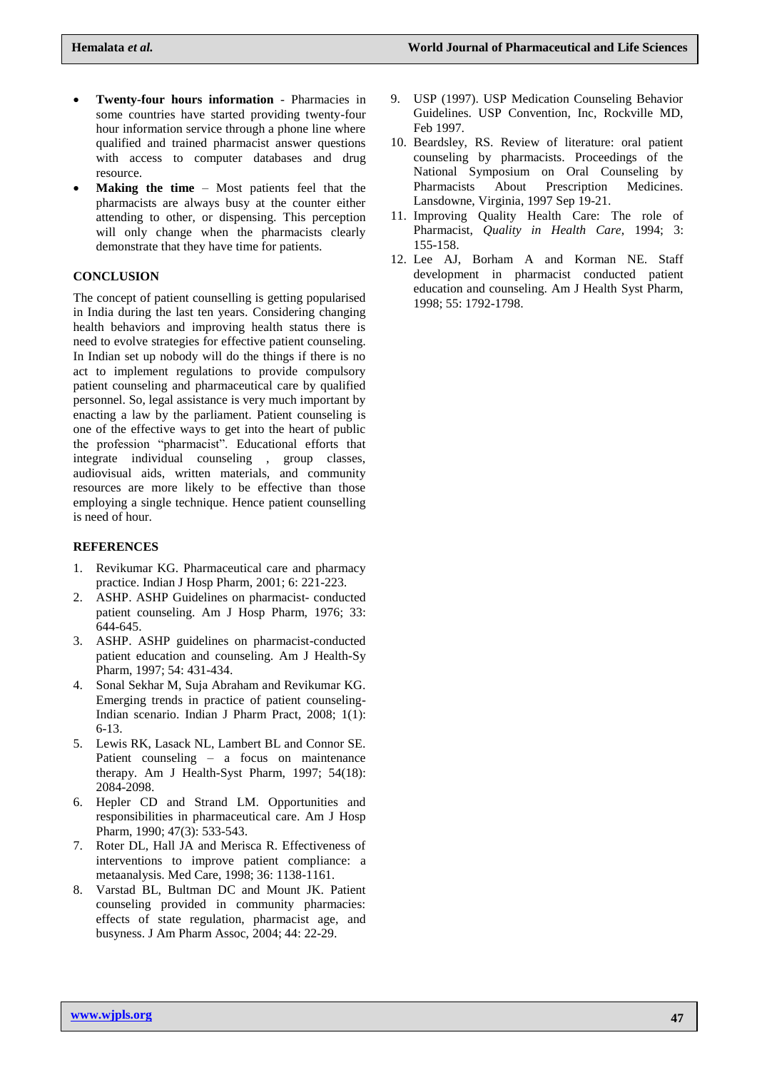- **Twenty-four hours information** - Pharmacies in some countries have started providing twenty-four hour information service through a phone line where qualified and trained pharmacist answer questions with access to computer databases and drug resource.
- **Making the time** – Most patients feel that the pharmacists are always busy at the counter either attending to other, or dispensing. This perception will only change when the pharmacists clearly demonstrate that they have time for patients.

## CONCLUSION

The concept of patient counselling is getting popularised in India during the last ten years. Considering changing health behaviors and improving health status there is need to evolve strategies for effective patient counseling. In Indian set up nobody will do the things if there is no act to implement regulations to provide compulsory patient counseling and pharmaceutical care by qualified personnel. So, legal assistance is very much important by enacting a law by the parliament. Patient counseling is one of the effective ways to get into the heart of public the profession "pharmacist". Educational efforts that integrate individual counseling , group classes, audiovisual aids, written materials, and community resources are more likely to be effective than those employing a single technique. Hence patient counselling is need of hour.

## REFERENCES

1. Revikumar KG. Pharmaceutical care and pharmacy practice. Indian J Hosp Pharm, 2001; 6: 221-223.
2. ASHP. ASHP Guidelines on pharmacist- conducted patient counseling. Am J Hosp Pharm, 1976; 33: 644-645.
3. ASHP. ASHP guidelines on pharmacist-conducted patient education and counseling. Am J Health-Sy Pharm, 1997; 54: 431-434.
4. Sonal Sekhar M, Suja Abraham and Revikumar KG. Emerging trends in practice of patient counseling-Indian scenario. Indian J Pharm Pract, 2008; 1(1): 6-13.
5. Lewis RK, Lasack NL, Lambert BL and Connor SE. Patient counseling – a focus on maintenance therapy. Am J Health-Syst Pharm, 1997; 54(18): 2084-2098.
6. Hepler CD and Strand LM. Opportunities and responsibilities in pharmaceutical care. Am J Hosp Pharm, 1990; 47(3): 533-543.
7. Roter DL, Hall JA and Merisca R. Effectiveness of interventions to improve patient compliance: a metaanalysis. Med Care, 1998; 36: 1138-1161.
8. Varstad BL, Bultman DC and Mount JK. Patient counseling provided in community pharmacies: effects of state regulation, pharmacist age, and busyness. J Am Pharm Assoc, 2004; 44: 22-29.
9. USP (1997). USP Medication Counseling Behavior Guidelines. USP Convention, Inc, Rockville MD, Feb 1997.
10. Beardsley, RS. Review of literature: oral patient counseling by pharmacists. Proceedings of the National Symposium on Oral Counseling by Pharmacists About Prescription Medicines. Lansdowne, Virginia, 1997 Sep 19-21.
11. Improving Quality Health Care: The role of Pharmacist, *Quality in Health Care*, 1994; 3: 155-158.
12. Lee AJ, Borham A and Korman NE. Staff development in pharmacist conducted patient education and counseling. Am J Health Syst Pharm, 1998; 55: 1792-1798.